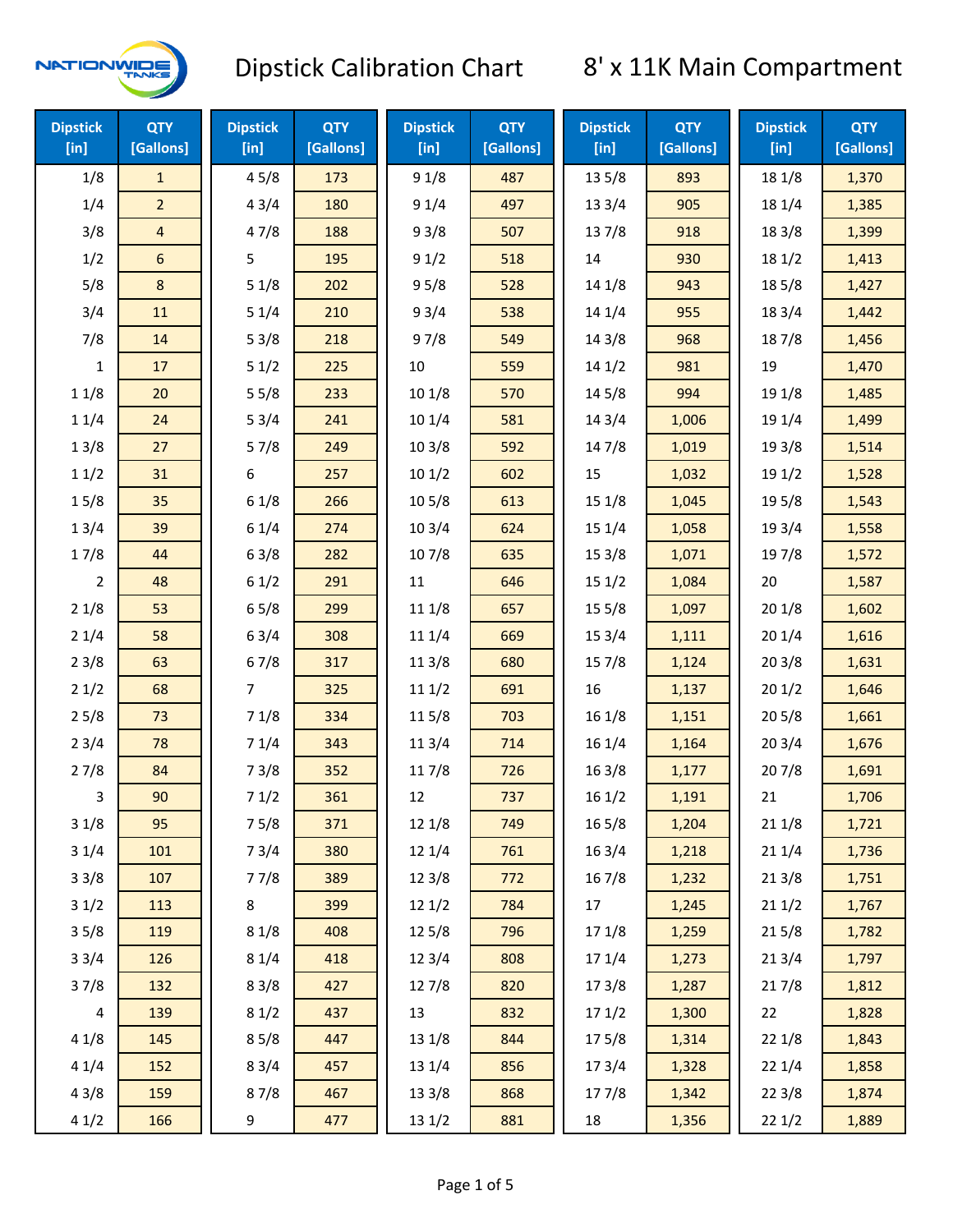# Dipstick Calibration Chart

## 8' x 11K Main Compartment

| Dipstick [in] | QTY [Gallons] | Dipstick [in] | QTY [Gallons] | Dipstick [in] | QTY [Gallons] | Dipstick [in] | QTY [Gallons] | Dipstick [in] | QTY [Gallons] |
|---|---|---|---|---|---|---|---|---|---|
| 1/8 | 1 | 4 5/8 | 173 | 9 1/8 | 487 | 13 5/8 | 893 | 18 1/8 | 1,370 |
| 1/4 | 2 | 4 3/4 | 180 | 9 1/4 | 497 | 13 3/4 | 905 | 18 1/4 | 1,385 |
| 3/8 | 4 | 4 7/8 | 188 | 9 3/8 | 507 | 13 7/8 | 918 | 18 3/8 | 1,399 |
| 1/2 | 6 | 5 | 195 | 9 1/2 | 518 | 14 | 930 | 18 1/2 | 1,413 |
| 5/8 | 8 | 5 1/8 | 202 | 9 5/8 | 528 | 14 1/8 | 943 | 18 5/8 | 1,427 |
| 3/4 | 11 | 5 1/4 | 210 | 9 3/4 | 538 | 14 1/4 | 955 | 18 3/4 | 1,442 |
| 7/8 | 14 | 5 3/8 | 218 | 9 7/8 | 549 | 14 3/8 | 968 | 18 7/8 | 1,456 |
| 1 | 17 | 5 1/2 | 225 | 10 | 559 | 14 1/2 | 981 | 19 | 1,470 |
| 1 1/8 | 20 | 5 5/8 | 233 | 10 1/8 | 570 | 14 5/8 | 994 | 19 1/8 | 1,485 |
| 1 1/4 | 24 | 5 3/4 | 241 | 10 1/4 | 581 | 14 3/4 | 1,006 | 19 1/4 | 1,499 |
| 1 3/8 | 27 | 5 7/8 | 249 | 10 3/8 | 592 | 14 7/8 | 1,019 | 19 3/8 | 1,514 |
| 1 1/2 | 31 | 6 | 257 | 10 1/2 | 602 | 15 | 1,032 | 19 1/2 | 1,528 |
| 1 5/8 | 35 | 6 1/8 | 266 | 10 5/8 | 613 | 15 1/8 | 1,045 | 19 5/8 | 1,543 |
| 1 3/4 | 39 | 6 1/4 | 274 | 10 3/4 | 624 | 15 1/4 | 1,058 | 19 3/4 | 1,558 |
| 1 7/8 | 44 | 6 3/8 | 282 | 10 7/8 | 635 | 15 3/8 | 1,071 | 19 7/8 | 1,572 |
| 2 | 48 | 6 1/2 | 291 | 11 | 646 | 15 1/2 | 1,084 | 20 | 1,587 |
| 2 1/8 | 53 | 6 5/8 | 299 | 11 1/8 | 657 | 15 5/8 | 1,097 | 20 1/8 | 1,602 |
| 2 1/4 | 58 | 6 3/4 | 308 | 11 1/4 | 669 | 15 3/4 | 1,111 | 20 1/4 | 1,616 |
| 2 3/8 | 63 | 6 7/8 | 317 | 11 3/8 | 680 | 15 7/8 | 1,124 | 20 3/8 | 1,631 |
| 2 1/2 | 68 | 7 | 325 | 11 1/2 | 691 | 16 | 1,137 | 20 1/2 | 1,646 |
| 2 5/8 | 73 | 7 1/8 | 334 | 11 5/8 | 703 | 16 1/8 | 1,151 | 20 5/8 | 1,661 |
| 2 3/4 | 78 | 7 1/4 | 343 | 11 3/4 | 714 | 16 1/4 | 1,164 | 20 3/4 | 1,676 |
| 2 7/8 | 84 | 7 3/8 | 352 | 11 7/8 | 726 | 16 3/8 | 1,177 | 20 7/8 | 1,691 |
| 3 | 90 | 7 1/2 | 361 | 12 | 737 | 16 1/2 | 1,191 | 21 | 1,706 |
| 3 1/8 | 95 | 7 5/8 | 371 | 12 1/8 | 749 | 16 5/8 | 1,204 | 21 1/8 | 1,721 |
| 3 1/4 | 101 | 7 3/4 | 380 | 12 1/4 | 761 | 16 3/4 | 1,218 | 21 1/4 | 1,736 |
| 3 3/8 | 107 | 7 7/8 | 389 | 12 3/8 | 772 | 16 7/8 | 1,232 | 21 3/8 | 1,751 |
| 3 1/2 | 113 | 8 | 399 | 12 1/2 | 784 | 17 | 1,245 | 21 1/2 | 1,767 |
| 3 5/8 | 119 | 8 1/8 | 408 | 12 5/8 | 796 | 17 1/8 | 1,259 | 21 5/8 | 1,782 |
| 3 3/4 | 126 | 8 1/4 | 418 | 12 3/4 | 808 | 17 1/4 | 1,273 | 21 3/4 | 1,797 |
| 3 7/8 | 132 | 8 3/8 | 427 | 12 7/8 | 820 | 17 3/8 | 1,287 | 21 7/8 | 1,812 |
| 4 | 139 | 8 1/2 | 437 | 13 | 832 | 17 1/2 | 1,300 | 22 | 1,828 |
| 4 1/8 | 145 | 8 5/8 | 447 | 13 1/8 | 844 | 17 5/8 | 1,314 | 22 1/8 | 1,843 |
| 4 1/4 | 152 | 8 3/4 | 457 | 13 1/4 | 856 | 17 3/4 | 1,328 | 22 1/4 | 1,858 |
| 4 3/8 | 159 | 8 7/8 | 467 | 13 3/8 | 868 | 17 7/8 | 1,342 | 22 3/8 | 1,874 |
| 4 1/2 | 166 | 9 | 477 | 13 1/2 | 881 | 18 | 1,356 | 22 1/2 | 1,889 |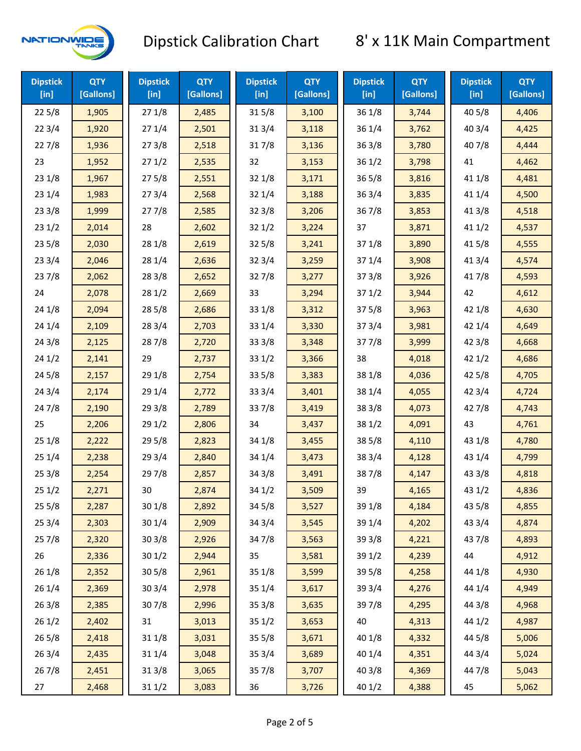# Dipstick Calibration Chart — 8' x 11K Main Compartment

| Dipstick [in] | QTY [Gallons] | Dipstick [in] | QTY [Gallons] | Dipstick [in] | QTY [Gallons] | Dipstick [in] | QTY [Gallons] | Dipstick [in] | QTY [Gallons] |
|---|---|---|---|---|---|---|---|---|---|
| 22 5/8 | 1,905 | 27 1/8 | 2,485 | 31 5/8 | 3,100 | 36 1/8 | 3,744 | 40 5/8 | 4,406 |
| 22 3/4 | 1,920 | 27 1/4 | 2,501 | 31 3/4 | 3,118 | 36 1/4 | 3,762 | 40 3/4 | 4,425 |
| 22 7/8 | 1,936 | 27 3/8 | 2,518 | 31 7/8 | 3,136 | 36 3/8 | 3,780 | 40 7/8 | 4,444 |
| 23 | 1,952 | 27 1/2 | 2,535 | 32 | 3,153 | 36 1/2 | 3,798 | 41 | 4,462 |
| 23 1/8 | 1,967 | 27 5/8 | 2,551 | 32 1/8 | 3,171 | 36 5/8 | 3,816 | 41 1/8 | 4,481 |
| 23 1/4 | 1,983 | 27 3/4 | 2,568 | 32 1/4 | 3,188 | 36 3/4 | 3,835 | 41 1/4 | 4,500 |
| 23 3/8 | 1,999 | 27 7/8 | 2,585 | 32 3/8 | 3,206 | 36 7/8 | 3,853 | 41 3/8 | 4,518 |
| 23 1/2 | 2,014 | 28 | 2,602 | 32 1/2 | 3,224 | 37 | 3,871 | 41 1/2 | 4,537 |
| 23 5/8 | 2,030 | 28 1/8 | 2,619 | 32 5/8 | 3,241 | 37 1/8 | 3,890 | 41 5/8 | 4,555 |
| 23 3/4 | 2,046 | 28 1/4 | 2,636 | 32 3/4 | 3,259 | 37 1/4 | 3,908 | 41 3/4 | 4,574 |
| 23 7/8 | 2,062 | 28 3/8 | 2,652 | 32 7/8 | 3,277 | 37 3/8 | 3,926 | 41 7/8 | 4,593 |
| 24 | 2,078 | 28 1/2 | 2,669 | 33 | 3,294 | 37 1/2 | 3,944 | 42 | 4,612 |
| 24 1/8 | 2,094 | 28 5/8 | 2,686 | 33 1/8 | 3,312 | 37 5/8 | 3,963 | 42 1/8 | 4,630 |
| 24 1/4 | 2,109 | 28 3/4 | 2,703 | 33 1/4 | 3,330 | 37 3/4 | 3,981 | 42 1/4 | 4,649 |
| 24 3/8 | 2,125 | 28 7/8 | 2,720 | 33 3/8 | 3,348 | 37 7/8 | 3,999 | 42 3/8 | 4,668 |
| 24 1/2 | 2,141 | 29 | 2,737 | 33 1/2 | 3,366 | 38 | 4,018 | 42 1/2 | 4,686 |
| 24 5/8 | 2,157 | 29 1/8 | 2,754 | 33 5/8 | 3,383 | 38 1/8 | 4,036 | 42 5/8 | 4,705 |
| 24 3/4 | 2,174 | 29 1/4 | 2,772 | 33 3/4 | 3,401 | 38 1/4 | 4,055 | 42 3/4 | 4,724 |
| 24 7/8 | 2,190 | 29 3/8 | 2,789 | 33 7/8 | 3,419 | 38 3/8 | 4,073 | 42 7/8 | 4,743 |
| 25 | 2,206 | 29 1/2 | 2,806 | 34 | 3,437 | 38 1/2 | 4,091 | 43 | 4,761 |
| 25 1/8 | 2,222 | 29 5/8 | 2,823 | 34 1/8 | 3,455 | 38 5/8 | 4,110 | 43 1/8 | 4,780 |
| 25 1/4 | 2,238 | 29 3/4 | 2,840 | 34 1/4 | 3,473 | 38 3/4 | 4,128 | 43 1/4 | 4,799 |
| 25 3/8 | 2,254 | 29 7/8 | 2,857 | 34 3/8 | 3,491 | 38 7/8 | 4,147 | 43 3/8 | 4,818 |
| 25 1/2 | 2,271 | 30 | 2,874 | 34 1/2 | 3,509 | 39 | 4,165 | 43 1/2 | 4,836 |
| 25 5/8 | 2,287 | 30 1/8 | 2,892 | 34 5/8 | 3,527 | 39 1/8 | 4,184 | 43 5/8 | 4,855 |
| 25 3/4 | 2,303 | 30 1/4 | 2,909 | 34 3/4 | 3,545 | 39 1/4 | 4,202 | 43 3/4 | 4,874 |
| 25 7/8 | 2,320 | 30 3/8 | 2,926 | 34 7/8 | 3,563 | 39 3/8 | 4,221 | 43 7/8 | 4,893 |
| 26 | 2,336 | 30 1/2 | 2,944 | 35 | 3,581 | 39 1/2 | 4,239 | 44 | 4,912 |
| 26 1/8 | 2,352 | 30 5/8 | 2,961 | 35 1/8 | 3,599 | 39 5/8 | 4,258 | 44 1/8 | 4,930 |
| 26 1/4 | 2,369 | 30 3/4 | 2,978 | 35 1/4 | 3,617 | 39 3/4 | 4,276 | 44 1/4 | 4,949 |
| 26 3/8 | 2,385 | 30 7/8 | 2,996 | 35 3/8 | 3,635 | 39 7/8 | 4,295 | 44 3/8 | 4,968 |
| 26 1/2 | 2,402 | 31 | 3,013 | 35 1/2 | 3,653 | 40 | 4,313 | 44 1/2 | 4,987 |
| 26 5/8 | 2,418 | 31 1/8 | 3,031 | 35 5/8 | 3,671 | 40 1/8 | 4,332 | 44 5/8 | 5,006 |
| 26 3/4 | 2,435 | 31 1/4 | 3,048 | 35 3/4 | 3,689 | 40 1/4 | 4,351 | 44 3/4 | 5,024 |
| 26 7/8 | 2,451 | 31 3/8 | 3,065 | 35 7/8 | 3,707 | 40 3/8 | 4,369 | 44 7/8 | 5,043 |
| 27 | 2,468 | 31 1/2 | 3,083 | 36 | 3,726 | 40 1/2 | 4,388 | 45 | 5,062 |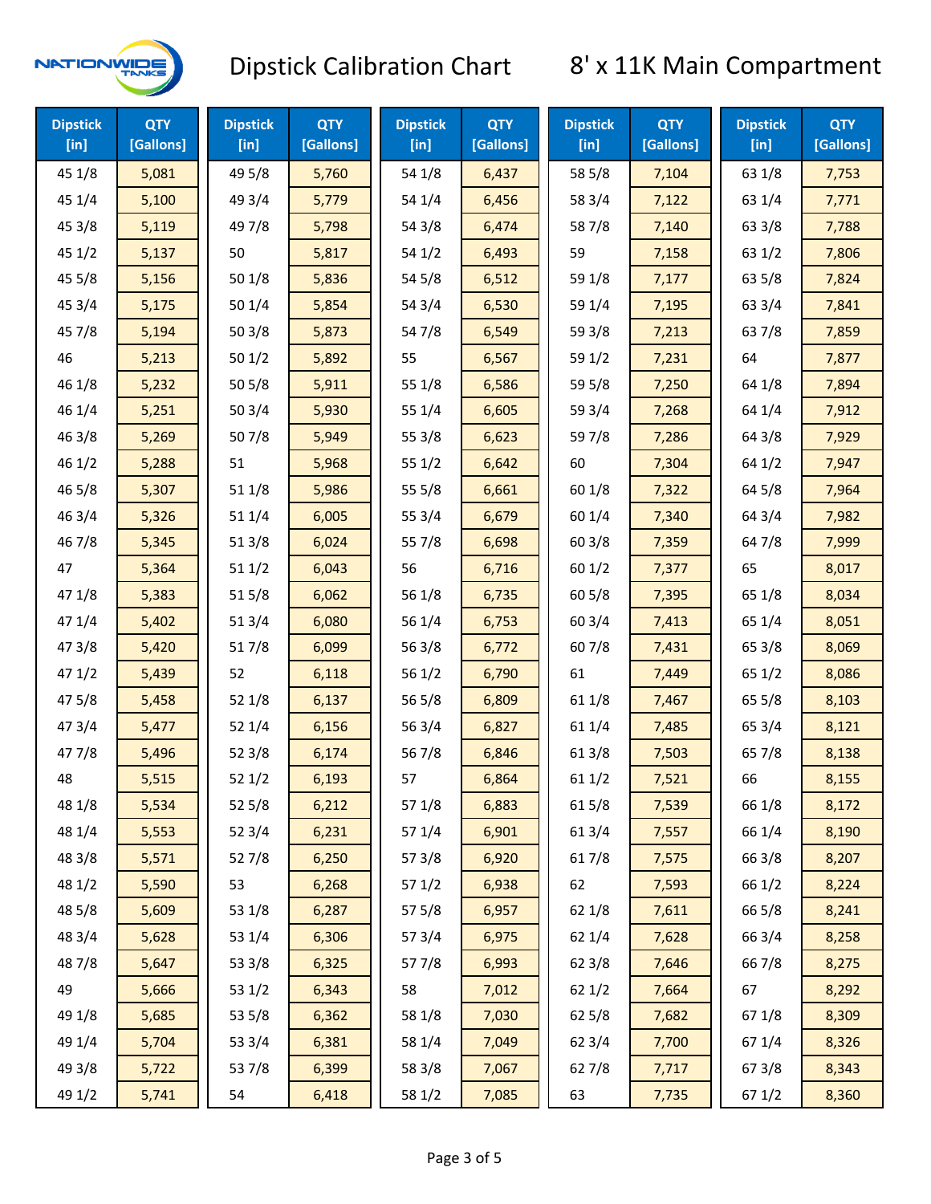# Dipstick Calibration Chart

## 8' x 11K Main Compartment

| Dipstick [in] | QTY [Gallons] | Dipstick [in] | QTY [Gallons] | Dipstick [in] | QTY [Gallons] | Dipstick [in] | QTY [Gallons] | Dipstick [in] | QTY [Gallons] |
|---|---|---|---|---|---|---|---|---|---|
| 45 1/8 | 5,081 | 49 5/8 | 5,760 | 54 1/8 | 6,437 | 58 5/8 | 7,104 | 63 1/8 | 7,753 |
| 45 1/4 | 5,100 | 49 3/4 | 5,779 | 54 1/4 | 6,456 | 58 3/4 | 7,122 | 63 1/4 | 7,771 |
| 45 3/8 | 5,119 | 49 7/8 | 5,798 | 54 3/8 | 6,474 | 58 7/8 | 7,140 | 63 3/8 | 7,788 |
| 45 1/2 | 5,137 | 50 | 5,817 | 54 1/2 | 6,493 | 59 | 7,158 | 63 1/2 | 7,806 |
| 45 5/8 | 5,156 | 50 1/8 | 5,836 | 54 5/8 | 6,512 | 59 1/8 | 7,177 | 63 5/8 | 7,824 |
| 45 3/4 | 5,175 | 50 1/4 | 5,854 | 54 3/4 | 6,530 | 59 1/4 | 7,195 | 63 3/4 | 7,841 |
| 45 7/8 | 5,194 | 50 3/8 | 5,873 | 54 7/8 | 6,549 | 59 3/8 | 7,213 | 63 7/8 | 7,859 |
| 46 | 5,213 | 50 1/2 | 5,892 | 55 | 6,567 | 59 1/2 | 7,231 | 64 | 7,877 |
| 46 1/8 | 5,232 | 50 5/8 | 5,911 | 55 1/8 | 6,586 | 59 5/8 | 7,250 | 64 1/8 | 7,894 |
| 46 1/4 | 5,251 | 50 3/4 | 5,930 | 55 1/4 | 6,605 | 59 3/4 | 7,268 | 64 1/4 | 7,912 |
| 46 3/8 | 5,269 | 50 7/8 | 5,949 | 55 3/8 | 6,623 | 59 7/8 | 7,286 | 64 3/8 | 7,929 |
| 46 1/2 | 5,288 | 51 | 5,968 | 55 1/2 | 6,642 | 60 | 7,304 | 64 1/2 | 7,947 |
| 46 5/8 | 5,307 | 51 1/8 | 5,986 | 55 5/8 | 6,661 | 60 1/8 | 7,322 | 64 5/8 | 7,964 |
| 46 3/4 | 5,326 | 51 1/4 | 6,005 | 55 3/4 | 6,679 | 60 1/4 | 7,340 | 64 3/4 | 7,982 |
| 46 7/8 | 5,345 | 51 3/8 | 6,024 | 55 7/8 | 6,698 | 60 3/8 | 7,359 | 64 7/8 | 7,999 |
| 47 | 5,364 | 51 1/2 | 6,043 | 56 | 6,716 | 60 1/2 | 7,377 | 65 | 8,017 |
| 47 1/8 | 5,383 | 51 5/8 | 6,062 | 56 1/8 | 6,735 | 60 5/8 | 7,395 | 65 1/8 | 8,034 |
| 47 1/4 | 5,402 | 51 3/4 | 6,080 | 56 1/4 | 6,753 | 60 3/4 | 7,413 | 65 1/4 | 8,051 |
| 47 3/8 | 5,420 | 51 7/8 | 6,099 | 56 3/8 | 6,772 | 60 7/8 | 7,431 | 65 3/8 | 8,069 |
| 47 1/2 | 5,439 | 52 | 6,118 | 56 1/2 | 6,790 | 61 | 7,449 | 65 1/2 | 8,086 |
| 47 5/8 | 5,458 | 52 1/8 | 6,137 | 56 5/8 | 6,809 | 61 1/8 | 7,467 | 65 5/8 | 8,103 |
| 47 3/4 | 5,477 | 52 1/4 | 6,156 | 56 3/4 | 6,827 | 61 1/4 | 7,485 | 65 3/4 | 8,121 |
| 47 7/8 | 5,496 | 52 3/8 | 6,174 | 56 7/8 | 6,846 | 61 3/8 | 7,503 | 65 7/8 | 8,138 |
| 48 | 5,515 | 52 1/2 | 6,193 | 57 | 6,864 | 61 1/2 | 7,521 | 66 | 8,155 |
| 48 1/8 | 5,534 | 52 5/8 | 6,212 | 57 1/8 | 6,883 | 61 5/8 | 7,539 | 66 1/8 | 8,172 |
| 48 1/4 | 5,553 | 52 3/4 | 6,231 | 57 1/4 | 6,901 | 61 3/4 | 7,557 | 66 1/4 | 8,190 |
| 48 3/8 | 5,571 | 52 7/8 | 6,250 | 57 3/8 | 6,920 | 61 7/8 | 7,575 | 66 3/8 | 8,207 |
| 48 1/2 | 5,590 | 53 | 6,268 | 57 1/2 | 6,938 | 62 | 7,593 | 66 1/2 | 8,224 |
| 48 5/8 | 5,609 | 53 1/8 | 6,287 | 57 5/8 | 6,957 | 62 1/8 | 7,611 | 66 5/8 | 8,241 |
| 48 3/4 | 5,628 | 53 1/4 | 6,306 | 57 3/4 | 6,975 | 62 1/4 | 7,628 | 66 3/4 | 8,258 |
| 48 7/8 | 5,647 | 53 3/8 | 6,325 | 57 7/8 | 6,993 | 62 3/8 | 7,646 | 66 7/8 | 8,275 |
| 49 | 5,666 | 53 1/2 | 6,343 | 58 | 7,012 | 62 1/2 | 7,664 | 67 | 8,292 |
| 49 1/8 | 5,685 | 53 5/8 | 6,362 | 58 1/8 | 7,030 | 62 5/8 | 7,682 | 67 1/8 | 8,309 |
| 49 1/4 | 5,704 | 53 3/4 | 6,381 | 58 1/4 | 7,049 | 62 3/4 | 7,700 | 67 1/4 | 8,326 |
| 49 3/8 | 5,722 | 53 7/8 | 6,399 | 58 3/8 | 7,067 | 62 7/8 | 7,717 | 67 3/8 | 8,343 |
| 49 1/2 | 5,741 | 54 | 6,418 | 58 1/2 | 7,085 | 63 | 7,735 | 67 1/2 | 8,360 |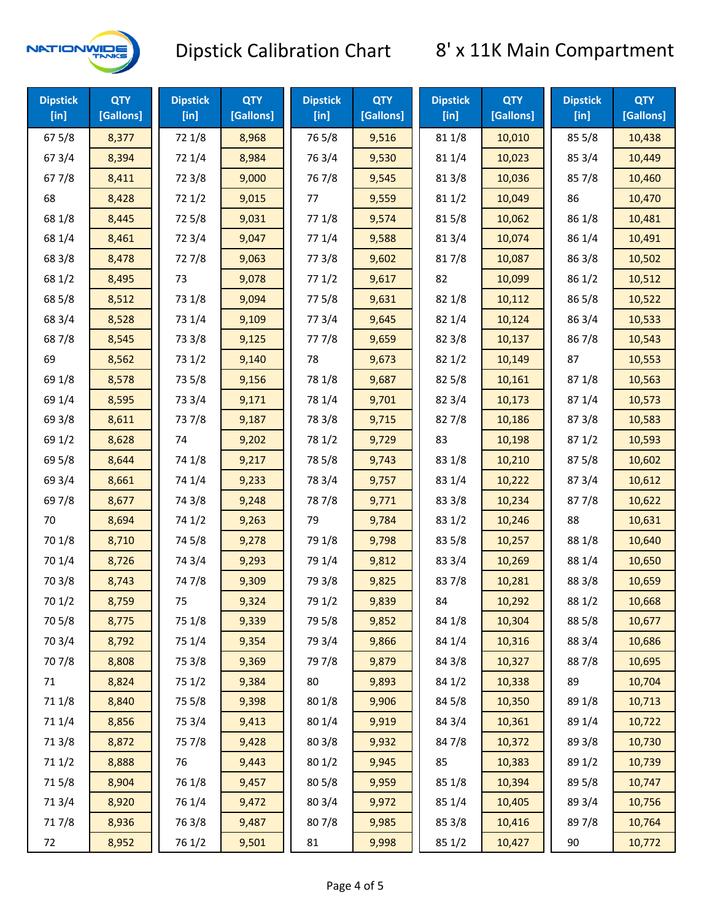# Dipstick Calibration Chart

## 8' x 11K Main Compartment

| Dipstick [in] | QTY [Gallons] | Dipstick [in] | QTY [Gallons] | Dipstick [in] | QTY [Gallons] | Dipstick [in] | QTY [Gallons] | Dipstick [in] | QTY [Gallons] |
|---|---|---|---|---|---|---|---|---|---|
| 67 5/8 | 8,377 | 72 1/8 | 8,968 | 76 5/8 | 9,516 | 81 1/8 | 10,010 | 85 5/8 | 10,438 |
| 67 3/4 | 8,394 | 72 1/4 | 8,984 | 76 3/4 | 9,530 | 81 1/4 | 10,023 | 85 3/4 | 10,449 |
| 67 7/8 | 8,411 | 72 3/8 | 9,000 | 76 7/8 | 9,545 | 81 3/8 | 10,036 | 85 7/8 | 10,460 |
| 68 | 8,428 | 72 1/2 | 9,015 | 77 | 9,559 | 81 1/2 | 10,049 | 86 | 10,470 |
| 68 1/8 | 8,445 | 72 5/8 | 9,031 | 77 1/8 | 9,574 | 81 5/8 | 10,062 | 86 1/8 | 10,481 |
| 68 1/4 | 8,461 | 72 3/4 | 9,047 | 77 1/4 | 9,588 | 81 3/4 | 10,074 | 86 1/4 | 10,491 |
| 68 3/8 | 8,478 | 72 7/8 | 9,063 | 77 3/8 | 9,602 | 81 7/8 | 10,087 | 86 3/8 | 10,502 |
| 68 1/2 | 8,495 | 73 | 9,078 | 77 1/2 | 9,617 | 82 | 10,099 | 86 1/2 | 10,512 |
| 68 5/8 | 8,512 | 73 1/8 | 9,094 | 77 5/8 | 9,631 | 82 1/8 | 10,112 | 86 5/8 | 10,522 |
| 68 3/4 | 8,528 | 73 1/4 | 9,109 | 77 3/4 | 9,645 | 82 1/4 | 10,124 | 86 3/4 | 10,533 |
| 68 7/8 | 8,545 | 73 3/8 | 9,125 | 77 7/8 | 9,659 | 82 3/8 | 10,137 | 86 7/8 | 10,543 |
| 69 | 8,562 | 73 1/2 | 9,140 | 78 | 9,673 | 82 1/2 | 10,149 | 87 | 10,553 |
| 69 1/8 | 8,578 | 73 5/8 | 9,156 | 78 1/8 | 9,687 | 82 5/8 | 10,161 | 87 1/8 | 10,563 |
| 69 1/4 | 8,595 | 73 3/4 | 9,171 | 78 1/4 | 9,701 | 82 3/4 | 10,173 | 87 1/4 | 10,573 |
| 69 3/8 | 8,611 | 73 7/8 | 9,187 | 78 3/8 | 9,715 | 82 7/8 | 10,186 | 87 3/8 | 10,583 |
| 69 1/2 | 8,628 | 74 | 9,202 | 78 1/2 | 9,729 | 83 | 10,198 | 87 1/2 | 10,593 |
| 69 5/8 | 8,644 | 74 1/8 | 9,217 | 78 5/8 | 9,743 | 83 1/8 | 10,210 | 87 5/8 | 10,602 |
| 69 3/4 | 8,661 | 74 1/4 | 9,233 | 78 3/4 | 9,757 | 83 1/4 | 10,222 | 87 3/4 | 10,612 |
| 69 7/8 | 8,677 | 74 3/8 | 9,248 | 78 7/8 | 9,771 | 83 3/8 | 10,234 | 87 7/8 | 10,622 |
| 70 | 8,694 | 74 1/2 | 9,263 | 79 | 9,784 | 83 1/2 | 10,246 | 88 | 10,631 |
| 70 1/8 | 8,710 | 74 5/8 | 9,278 | 79 1/8 | 9,798 | 83 5/8 | 10,257 | 88 1/8 | 10,640 |
| 70 1/4 | 8,726 | 74 3/4 | 9,293 | 79 1/4 | 9,812 | 83 3/4 | 10,269 | 88 1/4 | 10,650 |
| 70 3/8 | 8,743 | 74 7/8 | 9,309 | 79 3/8 | 9,825 | 83 7/8 | 10,281 | 88 3/8 | 10,659 |
| 70 1/2 | 8,759 | 75 | 9,324 | 79 1/2 | 9,839 | 84 | 10,292 | 88 1/2 | 10,668 |
| 70 5/8 | 8,775 | 75 1/8 | 9,339 | 79 5/8 | 9,852 | 84 1/8 | 10,304 | 88 5/8 | 10,677 |
| 70 3/4 | 8,792 | 75 1/4 | 9,354 | 79 3/4 | 9,866 | 84 1/4 | 10,316 | 88 3/4 | 10,686 |
| 70 7/8 | 8,808 | 75 3/8 | 9,369 | 79 7/8 | 9,879 | 84 3/8 | 10,327 | 88 7/8 | 10,695 |
| 71 | 8,824 | 75 1/2 | 9,384 | 80 | 9,893 | 84 1/2 | 10,338 | 89 | 10,704 |
| 71 1/8 | 8,840 | 75 5/8 | 9,398 | 80 1/8 | 9,906 | 84 5/8 | 10,350 | 89 1/8 | 10,713 |
| 71 1/4 | 8,856 | 75 3/4 | 9,413 | 80 1/4 | 9,919 | 84 3/4 | 10,361 | 89 1/4 | 10,722 |
| 71 3/8 | 8,872 | 75 7/8 | 9,428 | 80 3/8 | 9,932 | 84 7/8 | 10,372 | 89 3/8 | 10,730 |
| 71 1/2 | 8,888 | 76 | 9,443 | 80 1/2 | 9,945 | 85 | 10,383 | 89 1/2 | 10,739 |
| 71 5/8 | 8,904 | 76 1/8 | 9,457 | 80 5/8 | 9,959 | 85 1/8 | 10,394 | 89 5/8 | 10,747 |
| 71 3/4 | 8,920 | 76 1/4 | 9,472 | 80 3/4 | 9,972 | 85 1/4 | 10,405 | 89 3/4 | 10,756 |
| 71 7/8 | 8,936 | 76 3/8 | 9,487 | 80 7/8 | 9,985 | 85 3/8 | 10,416 | 89 7/8 | 10,764 |
| 72 | 8,952 | 76 1/2 | 9,501 | 81 | 9,998 | 85 1/2 | 10,427 | 90 | 10,772 |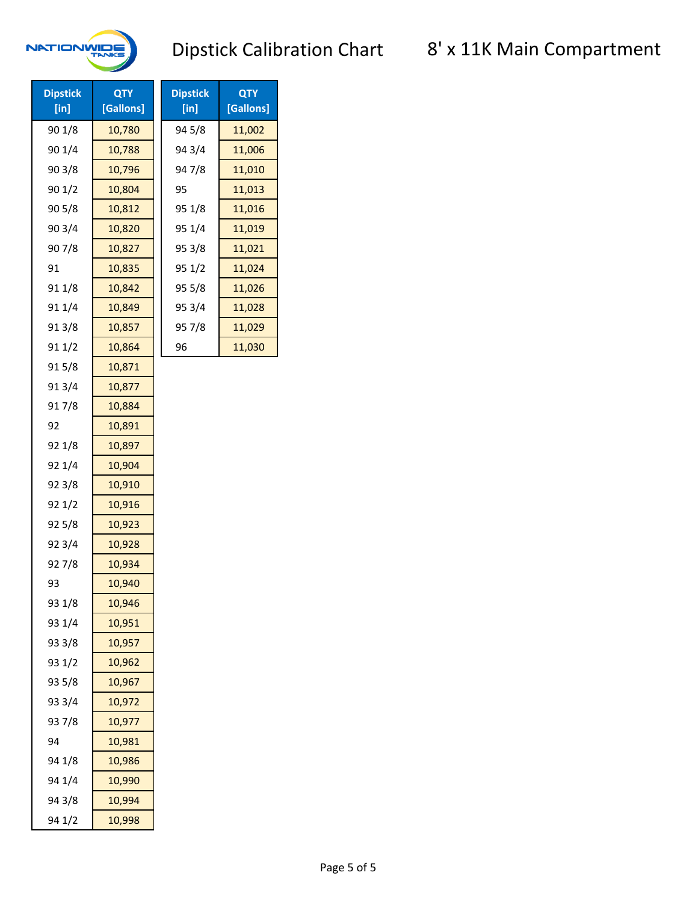# Dipstick Calibration Chart

## 8' x 11K Main Compartment

| Dipstick [in] | QTY [Gallons] |
|---|---|
| 90 1/8 | 10,780 |
| 90 1/4 | 10,788 |
| 90 3/8 | 10,796 |
| 90 1/2 | 10,804 |
| 90 5/8 | 10,812 |
| 90 3/4 | 10,820 |
| 90 7/8 | 10,827 |
| 91 | 10,835 |
| 91 1/8 | 10,842 |
| 91 1/4 | 10,849 |
| 91 3/8 | 10,857 |
| 91 1/2 | 10,864 |
| 91 5/8 | 10,871 |
| 91 3/4 | 10,877 |
| 91 7/8 | 10,884 |
| 92 | 10,891 |
| 92 1/8 | 10,897 |
| 92 1/4 | 10,904 |
| 92 3/8 | 10,910 |
| 92 1/2 | 10,916 |
| 92 5/8 | 10,923 |
| 92 3/4 | 10,928 |
| 92 7/8 | 10,934 |
| 93 | 10,940 |
| 93 1/8 | 10,946 |
| 93 1/4 | 10,951 |
| 93 3/8 | 10,957 |
| 93 1/2 | 10,962 |
| 93 5/8 | 10,967 |
| 93 3/4 | 10,972 |
| 93 7/8 | 10,977 |
| 94 | 10,981 |
| 94 1/8 | 10,986 |
| 94 1/4 | 10,990 |
| 94 3/8 | 10,994 |
| 94 1/2 | 10,998 |
| 94 5/8 | 11,002 |
| 94 3/4 | 11,006 |
| 94 7/8 | 11,010 |
| 95 | 11,013 |
| 95 1/8 | 11,016 |
| 95 1/4 | 11,019 |
| 95 3/8 | 11,021 |
| 95 1/2 | 11,024 |
| 95 5/8 | 11,026 |
| 95 3/4 | 11,028 |
| 95 7/8 | 11,029 |
| 96 | 11,030 |